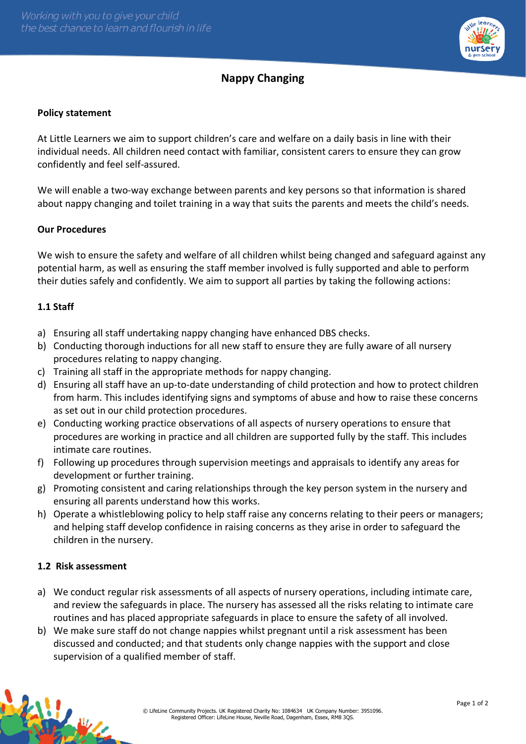# Nappy Changing

## Policy statement

At Little Learners we aim to support children's care and welfare on a daily basis in line with their individual needs. All children need contact with familiar, consistent carers to ensure they can grow confidently and feel self-assured.

We will enable a two-way exchange between parents and key persons so that information is shared about nappy changing and toilet training in a way that suits the parents and meets the child's needs.

## Our Procedures

We wish to ensure the safety and welfare of all children whilst being changed and safeguard against any potential harm, as well as ensuring the staff member involved is fully supported and able to perform their duties safely and confidently. We aim to support all parties by taking the following actions:

### 1.1 Staff

a) Ensuring all staff undertaking nappy changing have enhanced DBS checks.
b) Conducting thorough inductions for all new staff to ensure they are fully aware of all nursery procedures relating to nappy changing.
c) Training all staff in the appropriate methods for nappy changing.
d) Ensuring all staff have an up-to-date understanding of child protection and how to protect children from harm. This includes identifying signs and symptoms of abuse and how to raise these concerns as set out in our child protection procedures.
e) Conducting working practice observations of all aspects of nursery operations to ensure that procedures are working in practice and all children are supported fully by the staff. This includes intimate care routines.
f) Following up procedures through supervision meetings and appraisals to identify any areas for development or further training.
g) Promoting consistent and caring relationships through the key person system in the nursery and ensuring all parents understand how this works.
h) Operate a whistleblowing policy to help staff raise any concerns relating to their peers or managers; and helping staff develop confidence in raising concerns as they arise in order to safeguard the children in the nursery.

### 1.2 Risk assessment

a) We conduct regular risk assessments of all aspects of nursery operations, including intimate care, and review the safeguards in place. The nursery has assessed all the risks relating to intimate care routines and has placed appropriate safeguards in place to ensure the safety of all involved.
b) We make sure staff do not change nappies whilst pregnant until a risk assessment has been discussed and conducted; and that students only change nappies with the support and close supervision of a qualified member of staff.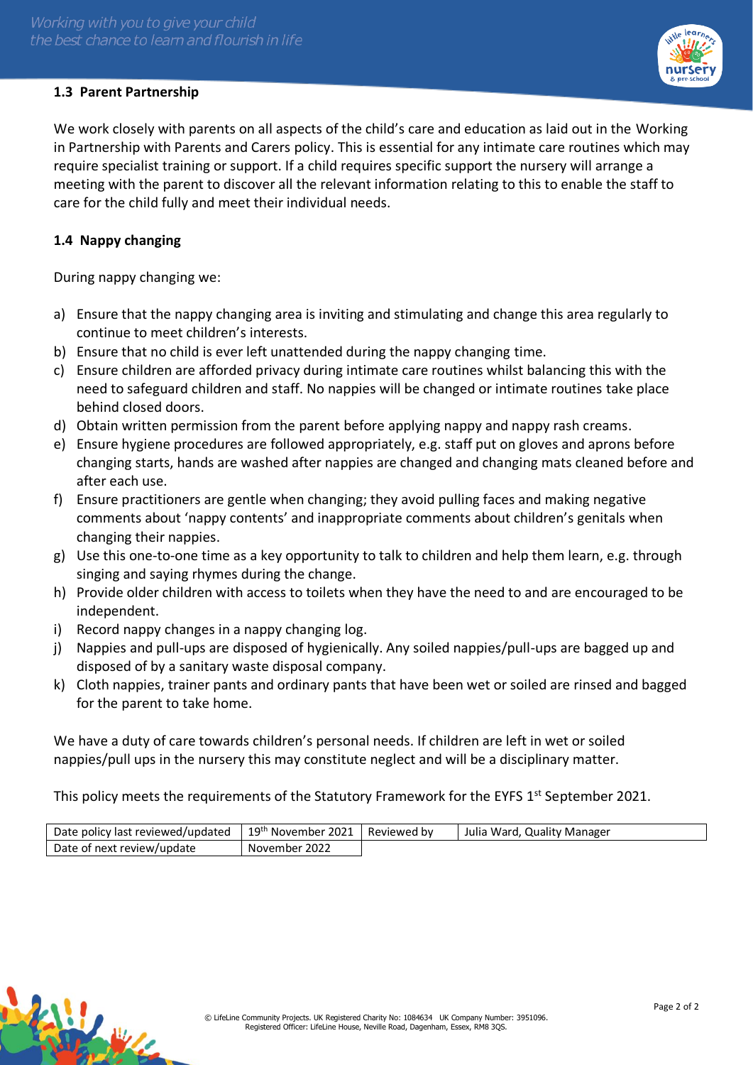### 1.3 Parent Partnership

We work closely with parents on all aspects of the child's care and education as laid out in the Working in Partnership with Parents and Carers policy. This is essential for any intimate care routines which may require specialist training or support. If a child requires specific support the nursery will arrange a meeting with the parent to discover all the relevant information relating to this to enable the staff to care for the child fully and meet their individual needs.

### 1.4 Nappy changing

During nappy changing we:

a) Ensure that the nappy changing area is inviting and stimulating and change this area regularly to continue to meet children's interests.
b) Ensure that no child is ever left unattended during the nappy changing time.
c) Ensure children are afforded privacy during intimate care routines whilst balancing this with the need to safeguard children and staff. No nappies will be changed or intimate routines take place behind closed doors.
d) Obtain written permission from the parent before applying nappy and nappy rash creams.
e) Ensure hygiene procedures are followed appropriately, e.g. staff put on gloves and aprons before changing starts, hands are washed after nappies are changed and changing mats cleaned before and after each use.
f) Ensure practitioners are gentle when changing; they avoid pulling faces and making negative comments about 'nappy contents' and inappropriate comments about children's genitals when changing their nappies.
g) Use this one-to-one time as a key opportunity to talk to children and help them learn, e.g. through singing and saying rhymes during the change.
h) Provide older children with access to toilets when they have the need to and are encouraged to be independent.
i) Record nappy changes in a nappy changing log.
j) Nappies and pull-ups are disposed of hygienically. Any soiled nappies/pull-ups are bagged up and disposed of by a sanitary waste disposal company.
k) Cloth nappies, trainer pants and ordinary pants that have been wet or soiled are rinsed and bagged for the parent to take home.

We have a duty of care towards children's personal needs. If children are left in wet or soiled nappies/pull ups in the nursery this may constitute neglect and will be a disciplinary matter.

This policy meets the requirements of the Statutory Framework for the EYFS 1st September 2021.

| | | | |
|---|---|---|---|
| Date policy last reviewed/updated | 19th November 2021 | Reviewed by | Julia Ward, Quality Manager |
| Date of next review/update | November 2022 | | |

© LifeLine Community Projects. UK Registered Charity No: 1084634 UK Company Number: 3951096.
Registered Officer: LifeLine House, Neville Road, Dagenham, Essex, RM8 3QS.